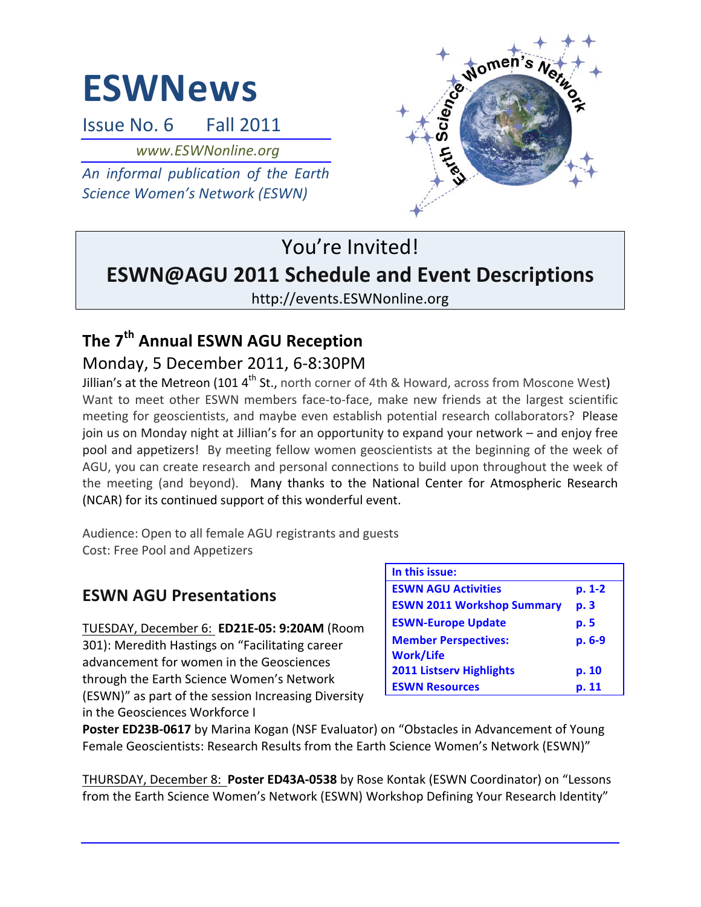# ESWNews

Issue No. 6 Fall 2011

*www.ESWNonline.org*

*An informal publication of the Earth Science Women's Network (ESWN)*

## You're Invited!

## ESWN@AGU 2011 Schedule and Event Descriptions

http://events.ESWNonline.org

## The 7th Annual ESWN AGU Reception

### Monday, 5 December 2011, 6-8:30PM

Jillian's at the Metreon (101 4th St., north corner of 4th & Howard, across from Moscone West) Want to meet other ESWN members face-to-face, make new friends at the largest scientific meeting for geoscientists, and maybe even establish potential research collaborators? Please join us on Monday night at Jillian's for an opportunity to expand your network – and enjoy free pool and appetizers! By meeting fellow women geoscientists at the beginning of the week of AGU, you can create research and personal connections to build upon throughout the week of the meeting (and beyond). Many thanks to the National Center for Atmospheric Research (NCAR) for its continued support of this wonderful event.

Audience: Open to all female AGU registrants and guests
Cost: Free Pool and Appetizers

| In this issue: | |
|---|---|
| ESWN AGU Activities | p. 1-2 |
| ESWN 2011 Workshop Summary | p. 3 |
| ESWN-Europe Update | p. 5 |
| Member Perspectives: Work/Life | p. 6-9 |
| 2011 Listserv Highlights | p. 10 |
| ESWN Resources | p. 11 |

## ESWN AGU Presentations

TUESDAY, December 6: **ED21E-05: 9:20AM** (Room 301): Meredith Hastings on "Facilitating career advancement for women in the Geosciences through the Earth Science Women's Network (ESWN)" as part of the session Increasing Diversity in the Geosciences Workforce I

**Poster ED23B-0617** by Marina Kogan (NSF Evaluator) on "Obstacles in Advancement of Young Female Geoscientists: Research Results from the Earth Science Women's Network (ESWN)"

THURSDAY, December 8: **Poster ED43A-0538** by Rose Kontak (ESWN Coordinator) on "Lessons from the Earth Science Women's Network (ESWN) Workshop Defining Your Research Identity"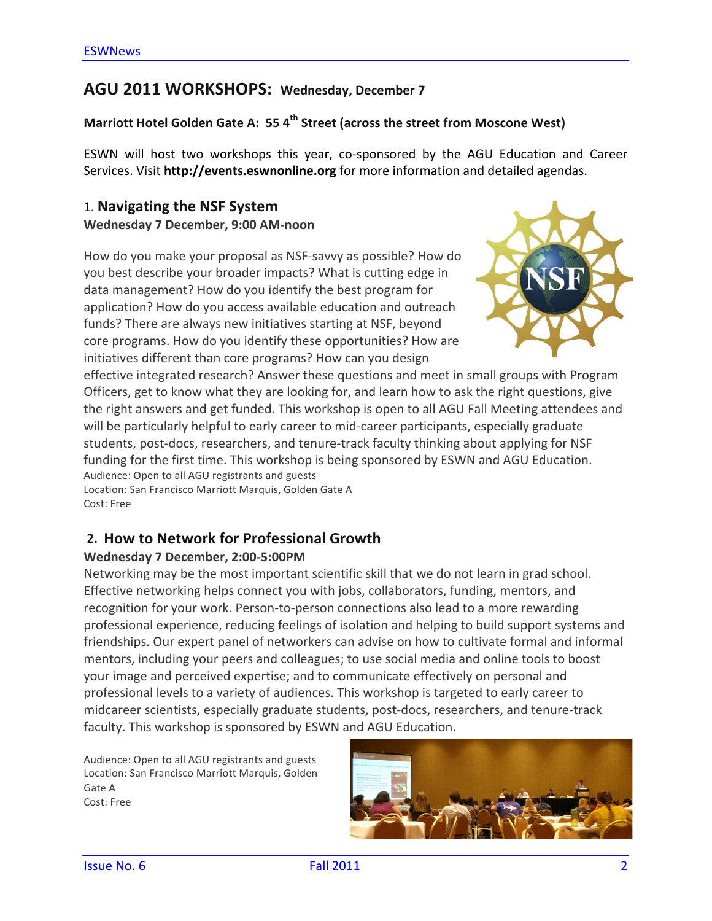## AGU 2011 WORKSHOPS: Wednesday, December 7

**Marriott Hotel Golden Gate A: 55 4th Street (across the street from Moscone West)**

ESWN will host two workshops this year, co-sponsored by the AGU Education and Career Services. Visit **http://events.eswnonline.org** for more information and detailed agendas.

### 1. Navigating the NSF System

**Wednesday 7 December, 9:00 AM-noon**

How do you make your proposal as NSF-savvy as possible? How do you best describe your broader impacts? What is cutting edge in data management? How do you identify the best program for application? How do you access available education and outreach funds? There are always new initiatives starting at NSF, beyond core programs. How do you identify these opportunities? How are initiatives different than core programs? How can you design effective integrated research? Answer these questions and meet in small groups with Program Officers, get to know what they are looking for, and learn how to ask the right questions, give the right answers and get funded. This workshop is open to all AGU Fall Meeting attendees and will be particularly helpful to early career to mid-career participants, especially graduate students, post-docs, researchers, and tenure-track faculty thinking about applying for NSF funding for the first time. This workshop is being sponsored by ESWN and AGU Education.

Audience: Open to all AGU registrants and guests
Location: San Francisco Marriott Marquis, Golden Gate A
Cost: Free

### 2. How to Network for Professional Growth

**Wednesday 7 December, 2:00-5:00PM**

Networking may be the most important scientific skill that we do not learn in grad school. Effective networking helps connect you with jobs, collaborators, funding, mentors, and recognition for your work. Person-to-person connections also lead to a more rewarding professional experience, reducing feelings of isolation and helping to build support systems and friendships. Our expert panel of networkers can advise on how to cultivate formal and informal mentors, including your peers and colleagues; to use social media and online tools to boost your image and perceived expertise; and to communicate effectively on personal and professional levels to a variety of audiences. This workshop is targeted to early career to midcareer scientists, especially graduate students, post-docs, researchers, and tenure-track faculty. This workshop is sponsored by ESWN and AGU Education.

Audience: Open to all AGU registrants and guests
Location: San Francisco Marriott Marquis, Golden Gate A
Cost: Free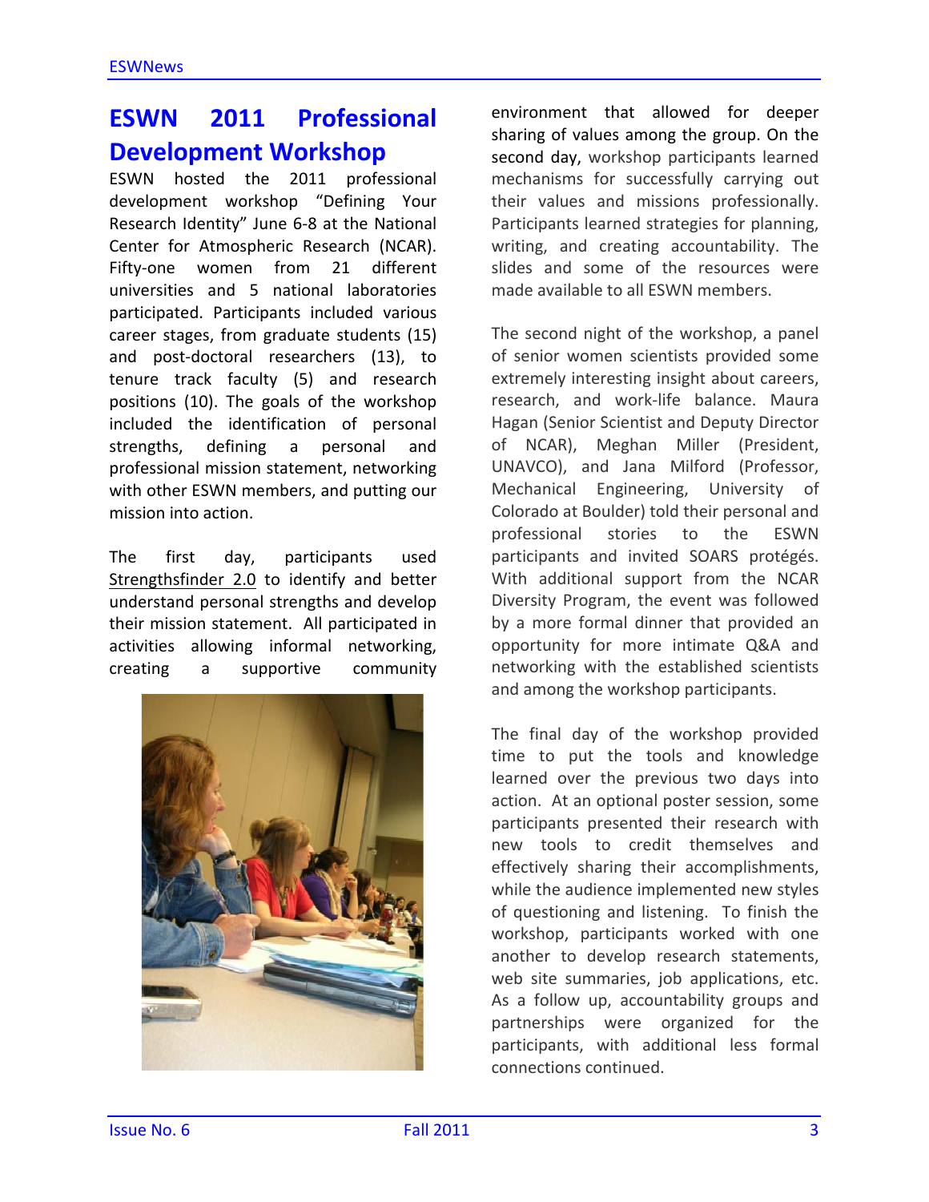# ESWN 2011 Professional Development Workshop

ESWN hosted the 2011 professional development workshop "Defining Your Research Identity" June 6-8 at the National Center for Atmospheric Research (NCAR). Fifty-one women from 21 different universities and 5 national laboratories participated. Participants included various career stages, from graduate students (15) and post-doctoral researchers (13), to tenure track faculty (5) and research positions (10). The goals of the workshop included the identification of personal strengths, defining a personal and professional mission statement, networking with other ESWN members, and putting our mission into action.

The first day, participants used Strengthsfinder 2.0 to identify and better understand personal strengths and develop their mission statement. All participated in activities allowing informal networking, creating a supportive community environment that allowed for deeper sharing of values among the group. On the second day, workshop participants learned mechanisms for successfully carrying out their values and missions professionally. Participants learned strategies for planning, writing, and creating accountability. The slides and some of the resources were made available to all ESWN members.

The second night of the workshop, a panel of senior women scientists provided some extremely interesting insight about careers, research, and work-life balance. Maura Hagan (Senior Scientist and Deputy Director of NCAR), Meghan Miller (President, UNAVCO), and Jana Milford (Professor, Mechanical Engineering, University of Colorado at Boulder) told their personal and professional stories to the ESWN participants and invited SOARS protégés. With additional support from the NCAR Diversity Program, the event was followed by a more formal dinner that provided an opportunity for more intimate Q&A and networking with the established scientists and among the workshop participants.

The final day of the workshop provided time to put the tools and knowledge learned over the previous two days into action. At an optional poster session, some participants presented their research with new tools to credit themselves and effectively sharing their accomplishments, while the audience implemented new styles of questioning and listening. To finish the workshop, participants worked with one another to develop research statements, web site summaries, job applications, etc. As a follow up, accountability groups and partnerships were organized for the participants, with additional less formal connections continued.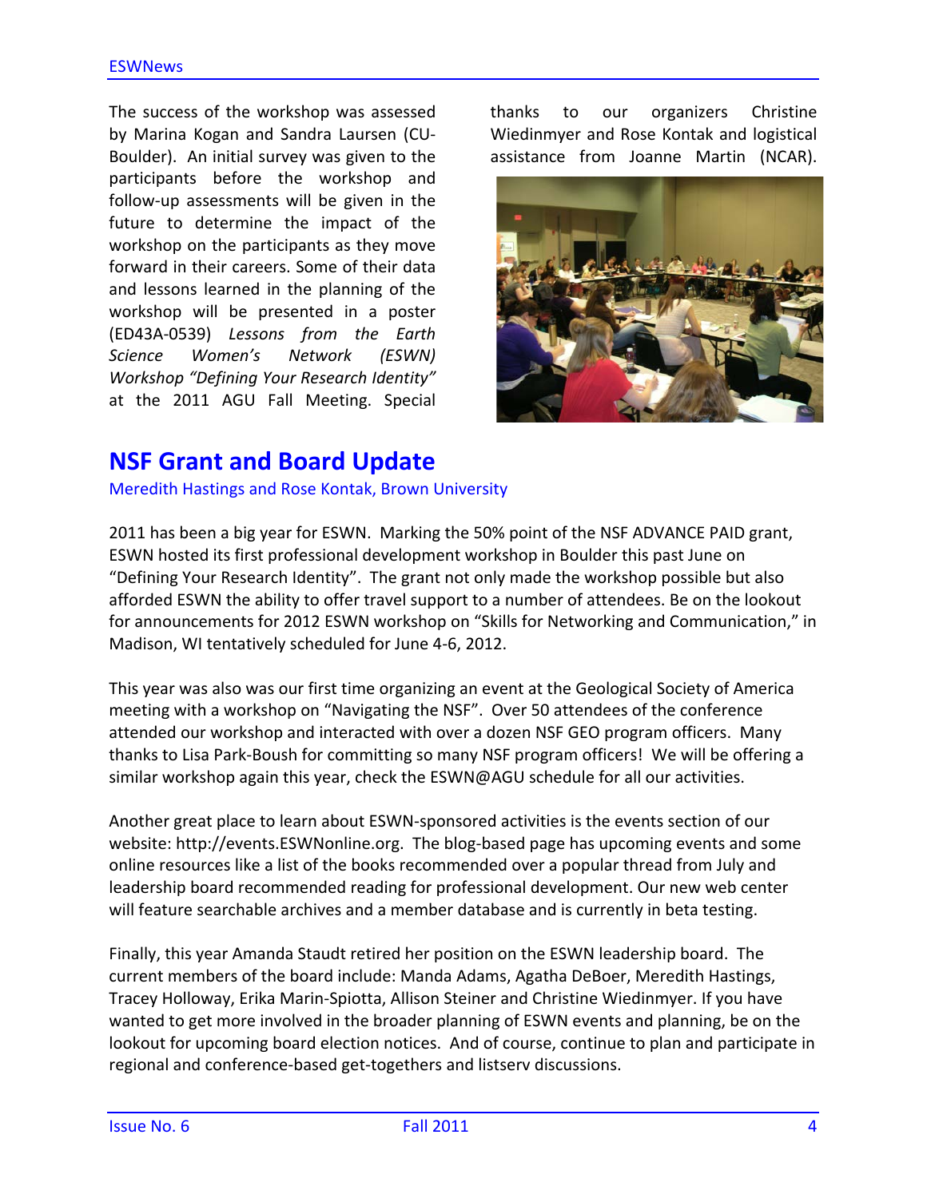The success of the workshop was assessed by Marina Kogan and Sandra Laursen (CU-Boulder). An initial survey was given to the participants before the workshop and follow-up assessments will be given in the future to determine the impact of the workshop on the participants as they move forward in their careers. Some of their data and lessons learned in the planning of the workshop will be presented in a poster (ED43A-0539) *Lessons from the Earth Science Women's Network (ESWN) Workshop "Defining Your Research Identity"* at the 2011 AGU Fall Meeting. Special thanks to our organizers Christine Wiedinmyer and Rose Kontak and logistical assistance from Joanne Martin (NCAR).

## NSF Grant and Board Update

Meredith Hastings and Rose Kontak, Brown University

2011 has been a big year for ESWN. Marking the 50% point of the NSF ADVANCE PAID grant, ESWN hosted its first professional development workshop in Boulder this past June on "Defining Your Research Identity". The grant not only made the workshop possible but also afforded ESWN the ability to offer travel support to a number of attendees. Be on the lookout for announcements for 2012 ESWN workshop on "Skills for Networking and Communication," in Madison, WI tentatively scheduled for June 4-6, 2012.

This year was also was our first time organizing an event at the Geological Society of America meeting with a workshop on "Navigating the NSF". Over 50 attendees of the conference attended our workshop and interacted with over a dozen NSF GEO program officers. Many thanks to Lisa Park-Boush for committing so many NSF program officers! We will be offering a similar workshop again this year, check the ESWN@AGU schedule for all our activities.

Another great place to learn about ESWN-sponsored activities is the events section of our website: http://events.ESWNonline.org. The blog-based page has upcoming events and some online resources like a list of the books recommended over a popular thread from July and leadership board recommended reading for professional development. Our new web center will feature searchable archives and a member database and is currently in beta testing.

Finally, this year Amanda Staudt retired her position on the ESWN leadership board. The current members of the board include: Manda Adams, Agatha DeBoer, Meredith Hastings, Tracey Holloway, Erika Marin-Spiotta, Allison Steiner and Christine Wiedinmyer. If you have wanted to get more involved in the broader planning of ESWN events and planning, be on the lookout for upcoming board election notices. And of course, continue to plan and participate in regional and conference-based get-togethers and listserv discussions.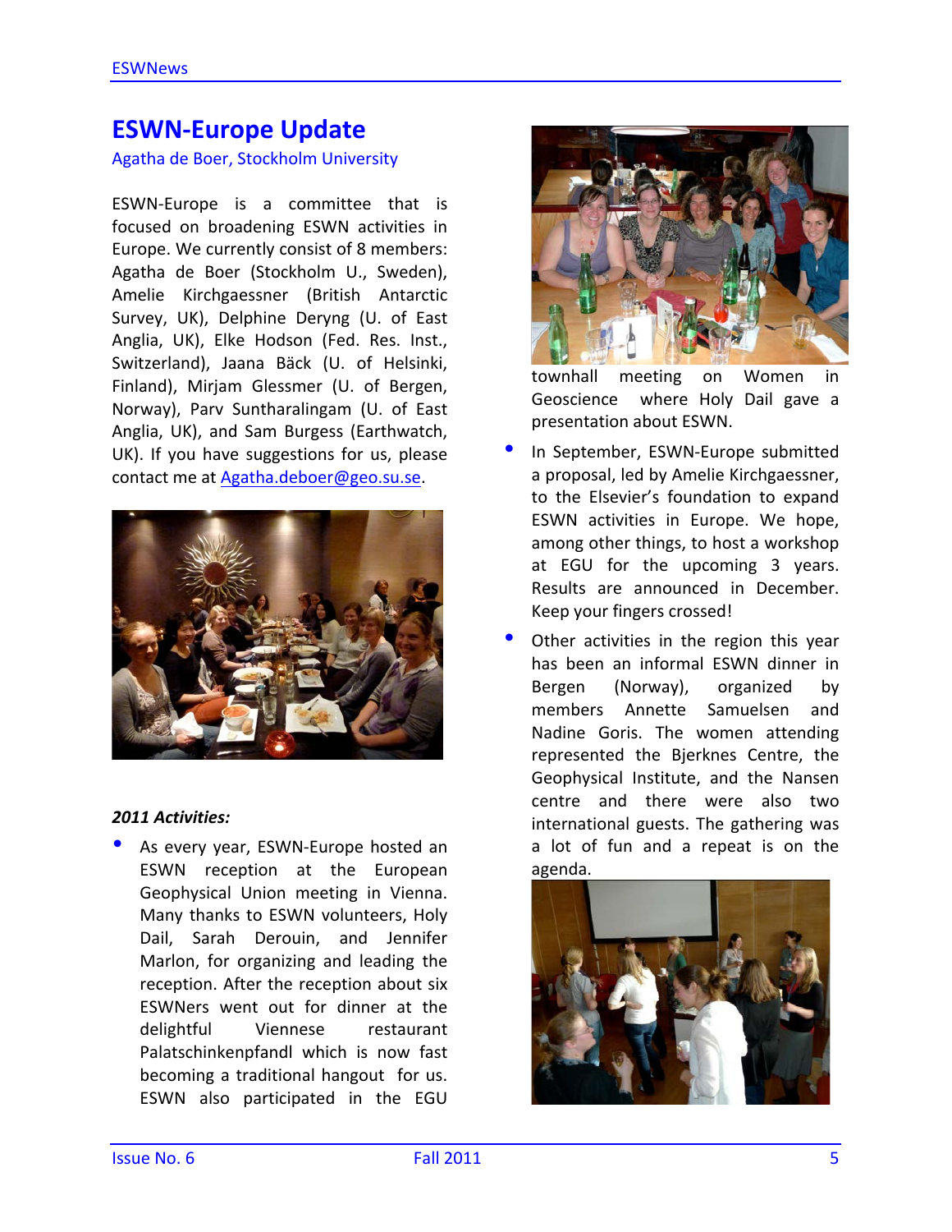# ESWN-Europe Update

Agatha de Boer, Stockholm University

ESWN-Europe is a committee that is focused on broadening ESWN activities in Europe. We currently consist of 8 members: Agatha de Boer (Stockholm U., Sweden), Amelie Kirchgaessner (British Antarctic Survey, UK), Delphine Deryng (U. of East Anglia, UK), Elke Hodson (Fed. Res. Inst., Switzerland), Jaana Bäck (U. of Helsinki, Finland), Mirjam Glessmer (U. of Bergen, Norway), Parv Suntharalingam (U. of East Anglia, UK), and Sam Burgess (Earthwatch, UK). If you have suggestions for us, please contact me at Agatha.deboer@geo.su.se.

***2011 Activities:***

- As every year, ESWN-Europe hosted an ESWN reception at the European Geophysical Union meeting in Vienna. Many thanks to ESWN volunteers, Holy Dail, Sarah Derouin, and Jennifer Marlon, for organizing and leading the reception. After the reception about six ESWNers went out for dinner at the delightful Viennese restaurant Palatschinkenpfandl which is now fast becoming a traditional hangout for us. ESWN also participated in the EGU townhall meeting on Women in Geoscience where Holy Dail gave a presentation about ESWN.
- In September, ESWN-Europe submitted a proposal, led by Amelie Kirchgaessner, to the Elsevier's foundation to expand ESWN activities in Europe. We hope, among other things, to host a workshop at EGU for the upcoming 3 years. Results are announced in December. Keep your fingers crossed!
- Other activities in the region this year has been an informal ESWN dinner in Bergen (Norway), organized by members Annette Samuelsen and Nadine Goris. The women attending represented the Bjerknes Centre, the Geophysical Institute, and the Nansen centre and there were also two international guests. The gathering was a lot of fun and a repeat is on the agenda.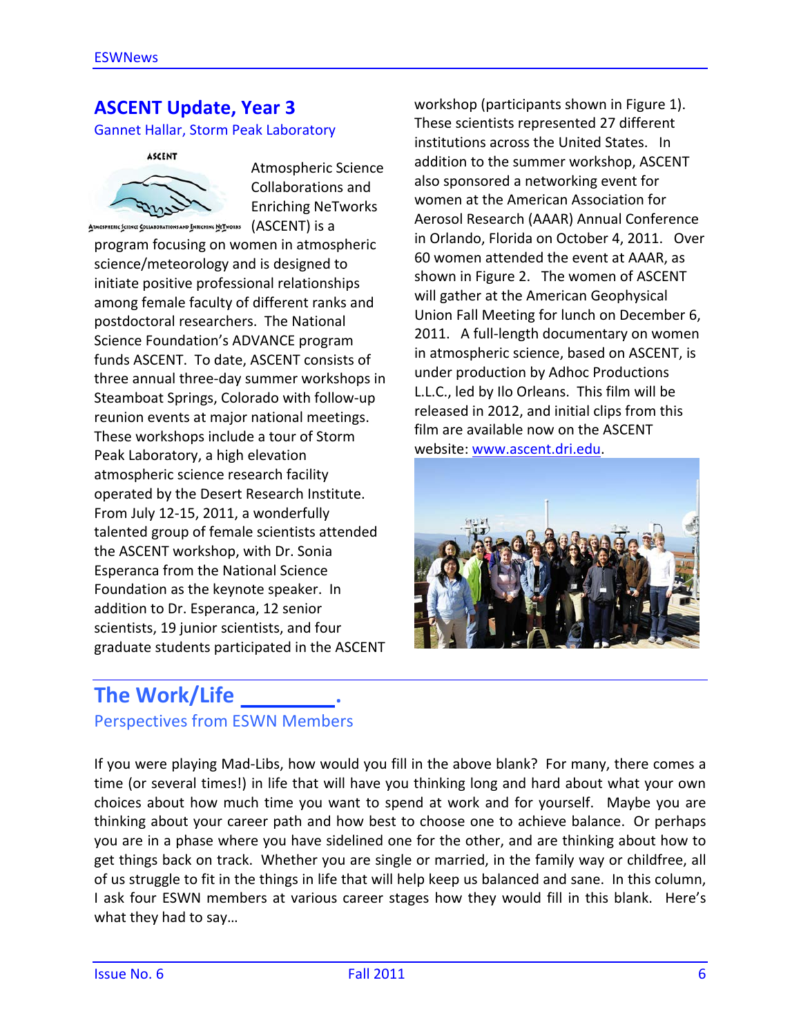## ASCENT Update, Year 3

Gannet Hallar, Storm Peak Laboratory

Atmospheric Science Collaborations and Enriching NeTworks (ASCENT) is a program focusing on women in atmospheric science/meteorology and is designed to initiate positive professional relationships among female faculty of different ranks and postdoctoral researchers. The National Science Foundation's ADVANCE program funds ASCENT. To date, ASCENT consists of three annual three-day summer workshops in Steamboat Springs, Colorado with follow-up reunion events at major national meetings. These workshops include a tour of Storm Peak Laboratory, a high elevation atmospheric science research facility operated by the Desert Research Institute. From July 12-15, 2011, a wonderfully talented group of female scientists attended the ASCENT workshop, with Dr. Sonia Esperanca from the National Science Foundation as the keynote speaker. In addition to Dr. Esperanca, 12 senior scientists, 19 junior scientists, and four graduate students participated in the ASCENT workshop (participants shown in Figure 1). These scientists represented 27 different institutions across the United States. In addition to the summer workshop, ASCENT also sponsored a networking event for women at the American Association for Aerosol Research (AAAR) Annual Conference in Orlando, Florida on October 4, 2011. Over 60 women attended the event at AAAR, as shown in Figure 2. The women of ASCENT will gather at the American Geophysical Union Fall Meeting for lunch on December 6, 2011. A full-length documentary on women in atmospheric science, based on ASCENT, is under production by Adhoc Productions L.L.C., led by Ilo Orleans. This film will be released in 2012, and initial clips from this film are available now on the ASCENT website: www.ascent.dri.edu.

## The Work/Life ________.

Perspectives from ESWN Members

If you were playing Mad-Libs, how would you fill in the above blank? For many, there comes a time (or several times!) in life that will have you thinking long and hard about what your own choices about how much time you want to spend at work and for yourself. Maybe you are thinking about your career path and how best to choose one to achieve balance. Or perhaps you are in a phase where you have sidelined one for the other, and are thinking about how to get things back on track. Whether you are single or married, in the family way or childfree, all of us struggle to fit in the things in life that will help keep us balanced and sane. In this column, I ask four ESWN members at various career stages how they would fill in this blank. Here's what they had to say…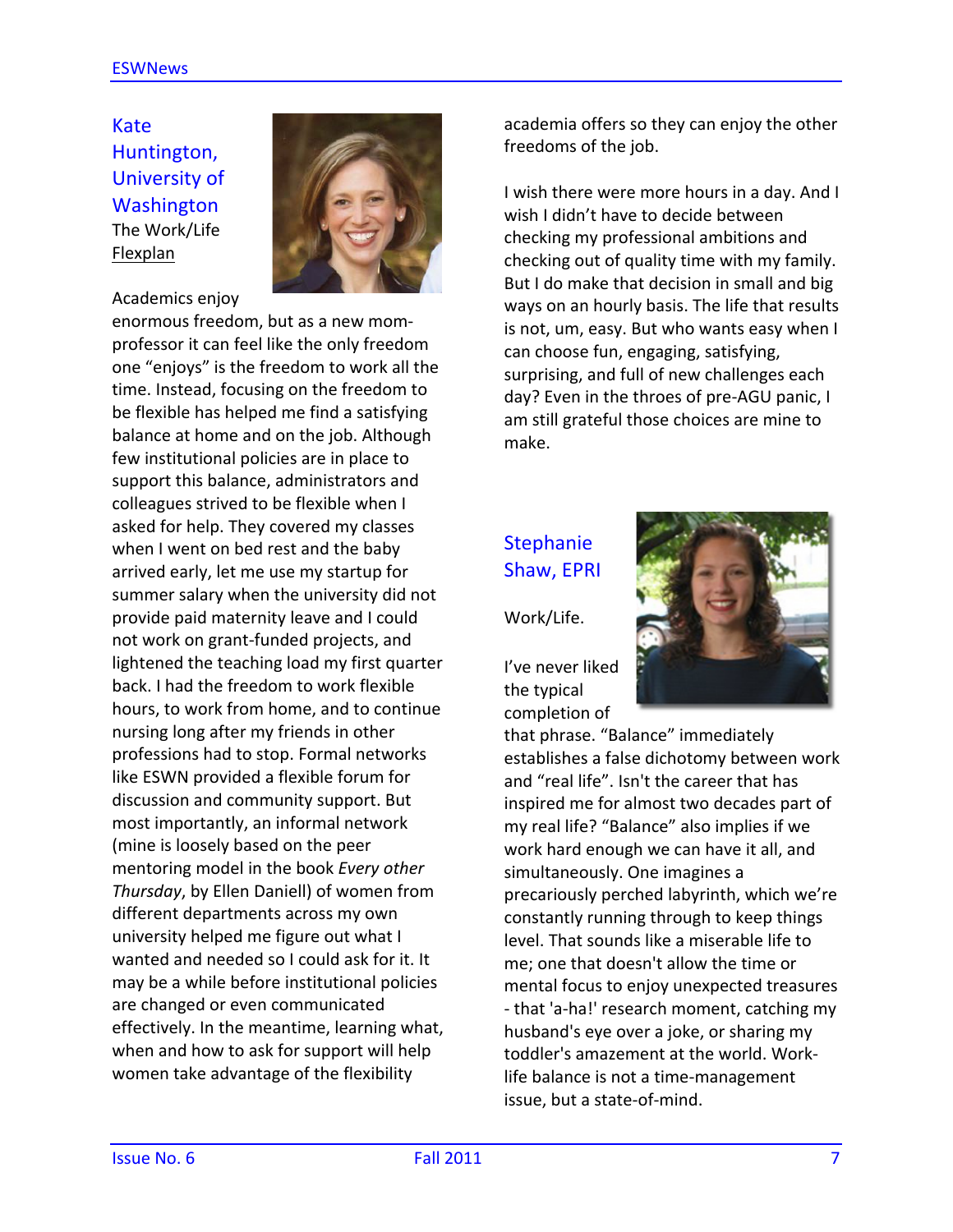## Kate Huntington, University of Washington

The Work/Life Flexplan

Academics enjoy enormous freedom, but as a new mom-professor it can feel like the only freedom one "enjoys" is the freedom to work all the time. Instead, focusing on the freedom to be flexible has helped me find a satisfying balance at home and on the job. Although few institutional policies are in place to support this balance, administrators and colleagues strived to be flexible when I asked for help. They covered my classes when I went on bed rest and the baby arrived early, let me use my startup for summer salary when the university did not provide paid maternity leave and I could not work on grant-funded projects, and lightened the teaching load my first quarter back. I had the freedom to work flexible hours, to work from home, and to continue nursing long after my friends in other professions had to stop. Formal networks like ESWN provided a flexible forum for discussion and community support. But most importantly, an informal network (mine is loosely based on the peer mentoring model in the book *Every other Thursday*, by Ellen Daniell) of women from different departments across my own university helped me figure out what I wanted and needed so I could ask for it. It may be a while before institutional policies are changed or even communicated effectively. In the meantime, learning what, when and how to ask for support will help women take advantage of the flexibility academia offers so they can enjoy the other freedoms of the job.

I wish there were more hours in a day. And I wish I didn't have to decide between checking my professional ambitions and checking out of quality time with my family. But I do make that decision in small and big ways on an hourly basis. The life that results is not, um, easy. But who wants easy when I can choose fun, engaging, satisfying, surprising, and full of new challenges each day? Even in the throes of pre-AGU panic, I am still grateful those choices are mine to make.

## Stephanie Shaw, EPRI

Work/Life.

I've never liked the typical completion of that phrase. "Balance" immediately establishes a false dichotomy between work and "real life". Isn't the career that has inspired me for almost two decades part of my real life? "Balance" also implies if we work hard enough we can have it all, and simultaneously. One imagines a precariously perched labyrinth, which we're constantly running through to keep things level. That sounds like a miserable life to me; one that doesn't allow the time or mental focus to enjoy unexpected treasures - that 'a-ha!' research moment, catching my husband's eye over a joke, or sharing my toddler's amazement at the world. Work-life balance is not a time-management issue, but a state-of-mind.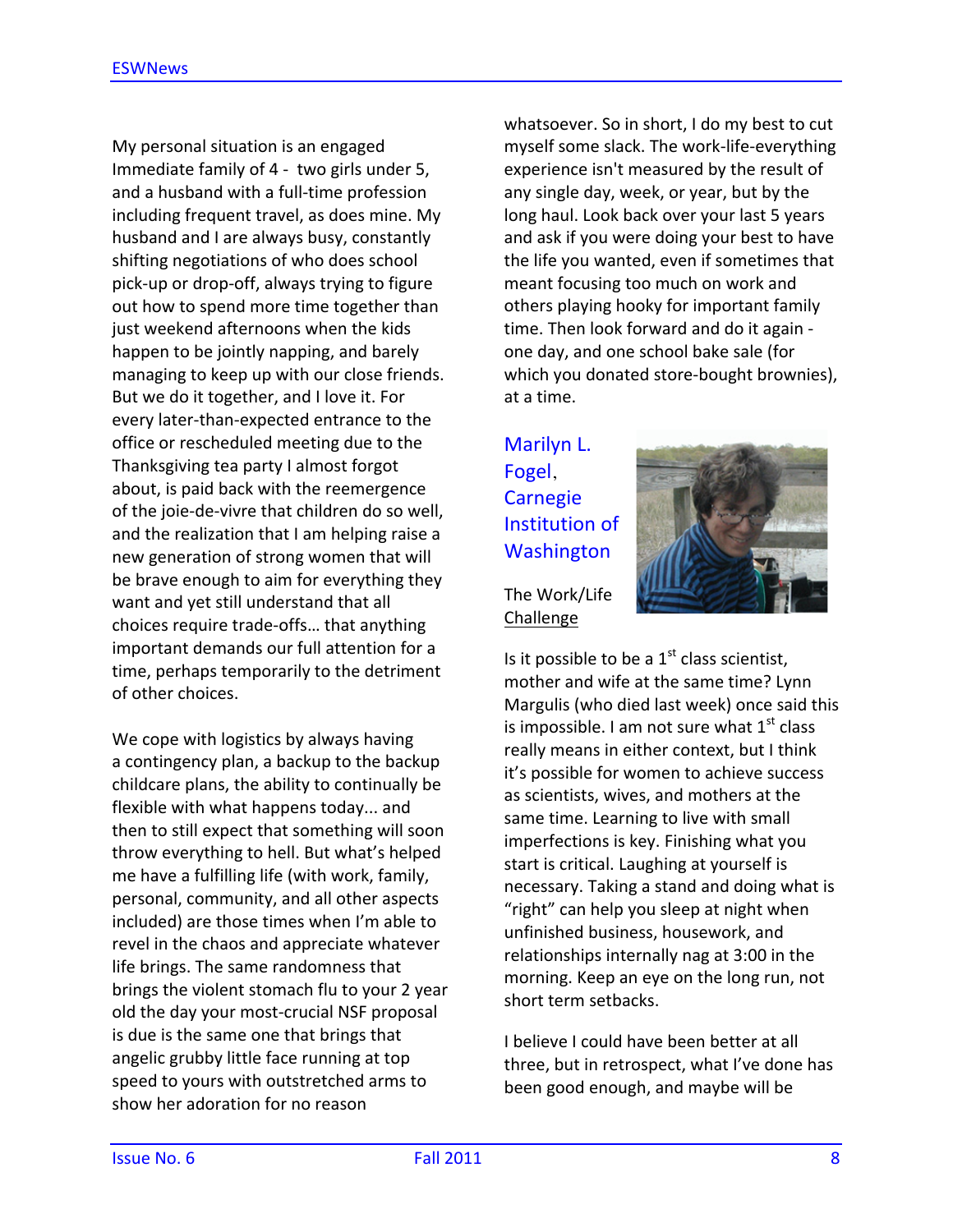My personal situation is an engaged Immediate family of 4 - two girls under 5, and a husband with a full-time profession including frequent travel, as does mine. My husband and I are always busy, constantly shifting negotiations of who does school pick-up or drop-off, always trying to figure out how to spend more time together than just weekend afternoons when the kids happen to be jointly napping, and barely managing to keep up with our close friends. But we do it together, and I love it. For every later-than-expected entrance to the office or rescheduled meeting due to the Thanksgiving tea party I almost forgot about, is paid back with the reemergence of the joie-de-vivre that children do so well, and the realization that I am helping raise a new generation of strong women that will be brave enough to aim for everything they want and yet still understand that all choices require trade-offs… that anything important demands our full attention for a time, perhaps temporarily to the detriment of other choices.

We cope with logistics by always having a contingency plan, a backup to the backup childcare plans, the ability to continually be flexible with what happens today... and then to still expect that something will soon throw everything to hell. But what's helped me have a fulfilling life (with work, family, personal, community, and all other aspects included) are those times when I'm able to revel in the chaos and appreciate whatever life brings. The same randomness that brings the violent stomach flu to your 2 year old the day your most-crucial NSF proposal is due is the same one that brings that angelic grubby little face running at top speed to yours with outstretched arms to show her adoration for no reason whatsoever. So in short, I do my best to cut myself some slack. The work-life-everything experience isn't measured by the result of any single day, week, or year, but by the long haul. Look back over your last 5 years and ask if you were doing your best to have the life you wanted, even if sometimes that meant focusing too much on work and others playing hooky for important family time. Then look forward and do it again - one day, and one school bake sale (for which you donated store-bought brownies), at a time.

## Marilyn L. Fogel, Carnegie Institution of Washington

The Work/Life Challenge

Is it possible to be a 1st class scientist, mother and wife at the same time? Lynn Margulis (who died last week) once said this is impossible. I am not sure what 1st class really means in either context, but I think it's possible for women to achieve success as scientists, wives, and mothers at the same time. Learning to live with small imperfections is key. Finishing what you start is critical. Laughing at yourself is necessary. Taking a stand and doing what is "right" can help you sleep at night when unfinished business, housework, and relationships internally nag at 3:00 in the morning. Keep an eye on the long run, not short term setbacks.

I believe I could have been better at all three, but in retrospect, what I've done has been good enough, and maybe will be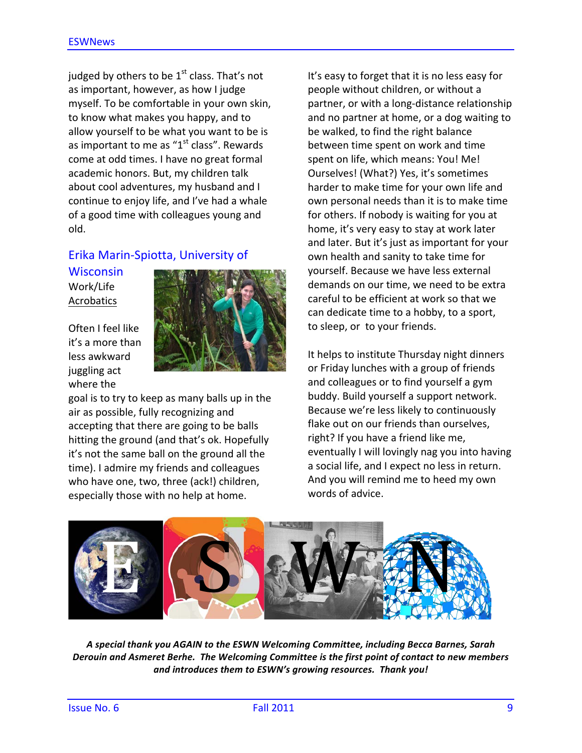judged by others to be 1st class. That's not as important, however, as how I judge myself. To be comfortable in your own skin, to know what makes you happy, and to allow yourself to be what you want to be is as important to me as "1st class". Rewards come at odd times. I have no great formal academic honors. But, my children talk about cool adventures, my husband and I continue to enjoy life, and I've had a whale of a good time with colleagues young and old.

## Erika Marin-Spiotta, University of Wisconsin

Work/Life Acrobatics

Often I feel like it's a more than less awkward juggling act where the goal is to try to keep as many balls up in the air as possible, fully recognizing and accepting that there are going to be balls hitting the ground (and that's ok. Hopefully it's not the same ball on the ground all the time). I admire my friends and colleagues who have one, two, three (ack!) children, especially those with no help at home.

It's easy to forget that it is no less easy for people without children, or without a partner, or with a long-distance relationship and no partner at home, or a dog waiting to be walked, to find the right balance between time spent on work and time spent on life, which means: You! Me! Ourselves! (What?) Yes, it's sometimes harder to make time for your own life and own personal needs than it is to make time for others. If nobody is waiting for you at home, it's very easy to stay at work later and later. But it's just as important for your own health and sanity to take time for yourself. Because we have less external demands on our time, we need to be extra careful to be efficient at work so that we can dedicate time to a hobby, to a sport, to sleep, or to your friends.

It helps to institute Thursday night dinners or Friday lunches with a group of friends and colleagues or to find yourself a gym buddy. Build yourself a support network. Because we're less likely to continuously flake out on our friends than ourselves, right? If you have a friend like me, eventually I will lovingly nag you into having a social life, and I expect no less in return. And you will remind me to heed my own words of advice.

***A special thank you AGAIN to the ESWN Welcoming Committee, including Becca Barnes, Sarah Derouin and Asmeret Berhe. The Welcoming Committee is the first point of contact to new members and introduces them to ESWN's growing resources. Thank you!***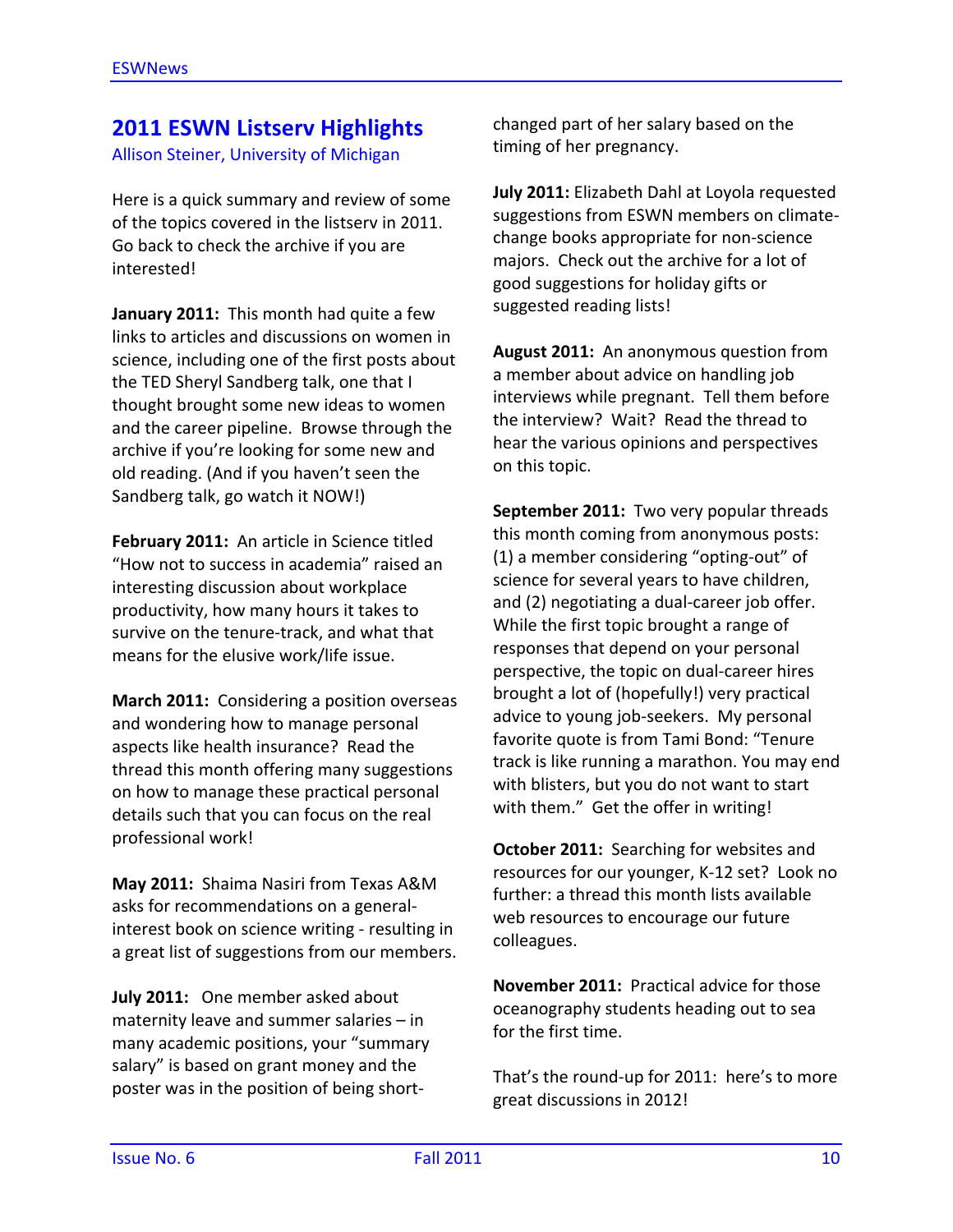## 2011 ESWN Listserv Highlights

Allison Steiner, University of Michigan

Here is a quick summary and review of some of the topics covered in the listserv in 2011. Go back to check the archive if you are interested!

**January 2011:** This month had quite a few links to articles and discussions on women in science, including one of the first posts about the TED Sheryl Sandberg talk, one that I thought brought some new ideas to women and the career pipeline. Browse through the archive if you're looking for some new and old reading. (And if you haven't seen the Sandberg talk, go watch it NOW!)

**February 2011:** An article in Science titled "How not to success in academia" raised an interesting discussion about workplace productivity, how many hours it takes to survive on the tenure-track, and what that means for the elusive work/life issue.

**March 2011:** Considering a position overseas and wondering how to manage personal aspects like health insurance? Read the thread this month offering many suggestions on how to manage these practical personal details such that you can focus on the real professional work!

**May 2011:** Shaima Nasiri from Texas A&M asks for recommendations on a general-interest book on science writing - resulting in a great list of suggestions from our members.

**July 2011:** One member asked about maternity leave and summer salaries – in many academic positions, your "summary salary" is based on grant money and the poster was in the position of being short-changed part of her salary based on the timing of her pregnancy.

**July 2011:** Elizabeth Dahl at Loyola requested suggestions from ESWN members on climate-change books appropriate for non-science majors. Check out the archive for a lot of good suggestions for holiday gifts or suggested reading lists!

**August 2011:** An anonymous question from a member about advice on handling job interviews while pregnant. Tell them before the interview? Wait? Read the thread to hear the various opinions and perspectives on this topic.

**September 2011:** Two very popular threads this month coming from anonymous posts: (1) a member considering "opting-out" of science for several years to have children, and (2) negotiating a dual-career job offer. While the first topic brought a range of responses that depend on your personal perspective, the topic on dual-career hires brought a lot of (hopefully!) very practical advice to young job-seekers. My personal favorite quote is from Tami Bond: "Tenure track is like running a marathon. You may end with blisters, but you do not want to start with them." Get the offer in writing!

**October 2011:** Searching for websites and resources for our younger, K-12 set? Look no further: a thread this month lists available web resources to encourage our future colleagues.

**November 2011:** Practical advice for those oceanography students heading out to sea for the first time.

That's the round-up for 2011: here's to more great discussions in 2012!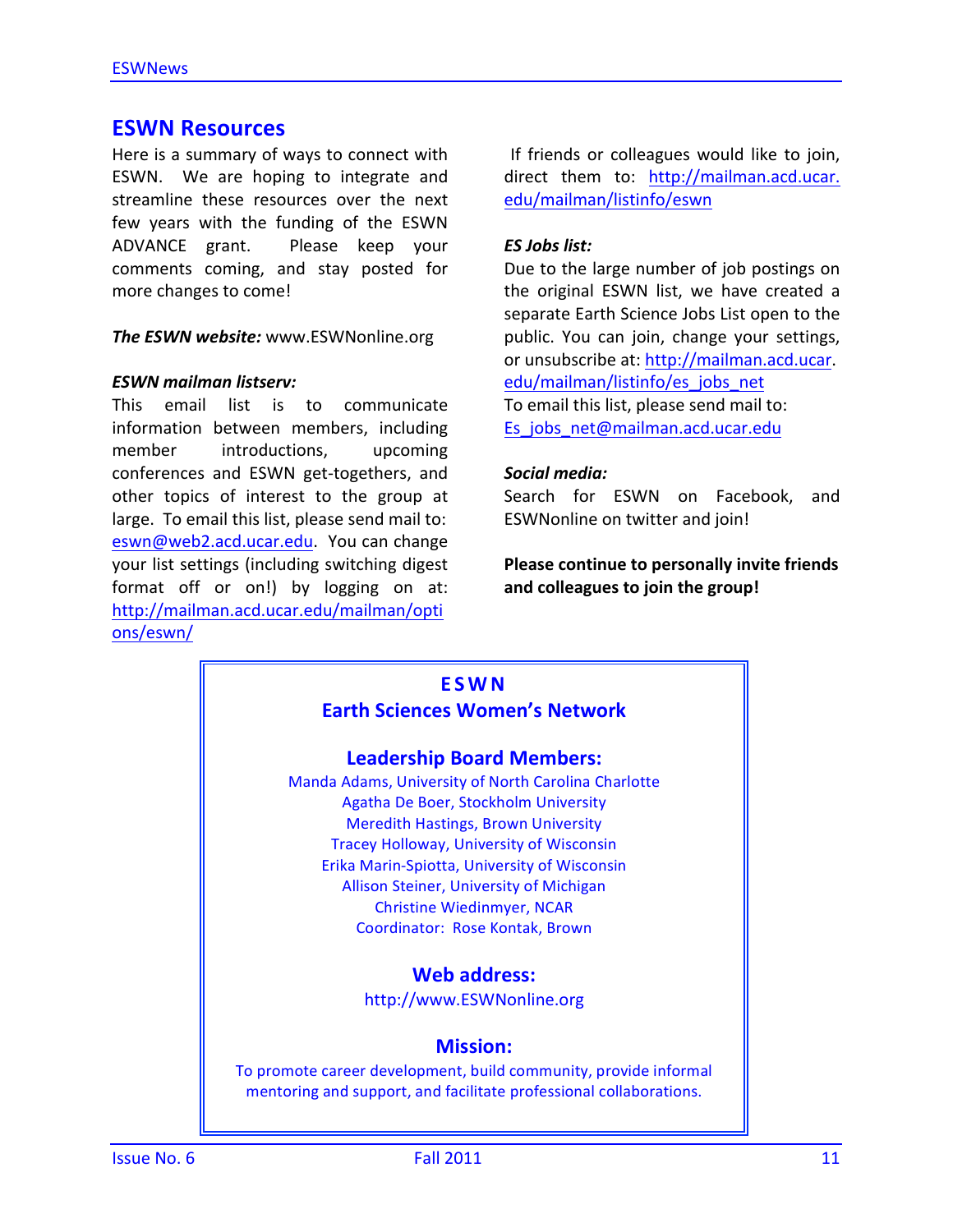## ESWN Resources

Here is a summary of ways to connect with ESWN. We are hoping to integrate and streamline these resources over the next few years with the funding of the ESWN ADVANCE grant. Please keep your comments coming, and stay posted for more changes to come!

***The ESWN website:*** www.ESWNonline.org

***ESWN mailman listserv:***

This email list is to communicate information between members, including member introductions, upcoming conferences and ESWN get-togethers, and other topics of interest to the group at large. To email this list, please send mail to: eswn@web2.acd.ucar.edu. You can change your list settings (including switching digest format off or on!) by logging on at: http://mailman.acd.ucar.edu/mailman/options/eswn/

If friends or colleagues would like to join, direct them to: http://mailman.acd.ucar.edu/mailman/listinfo/eswn

***ES Jobs list:***

Due to the large number of job postings on the original ESWN list, we have created a separate Earth Science Jobs List open to the public. You can join, change your settings, or unsubscribe at: http://mailman.acd.ucar.edu/mailman/listinfo/es_jobs_net

To email this list, please send mail to: Es_jobs_net@mailman.acd.ucar.edu

***Social media:***

Search for ESWN on Facebook, and ESWNonline on twitter and join!

**Please continue to personally invite friends and colleagues to join the group!**

---

**ESWN**

**Earth Sciences Women's Network**

### Leadership Board Members:

Manda Adams, University of North Carolina Charlotte
Agatha De Boer, Stockholm University
Meredith Hastings, Brown University
Tracey Holloway, University of Wisconsin
Erika Marin-Spiotta, University of Wisconsin
Allison Steiner, University of Michigan
Christine Wiedinmyer, NCAR
Coordinator: Rose Kontak, Brown

### Web address:

http://www.ESWNonline.org

### Mission:

To promote career development, build community, provide informal mentoring and support, and facilitate professional collaborations.